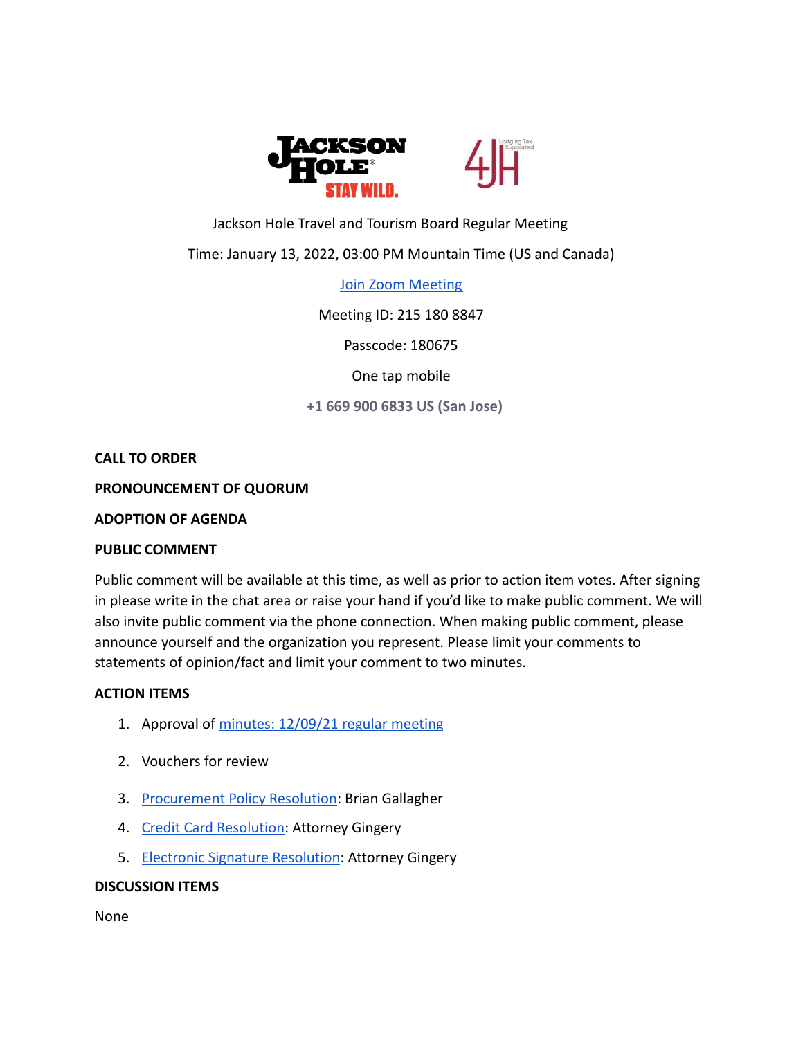Jackson Hole Travel and Tourism Board Regular Meeting

Time: January 13, 2022, 03:00 PM Mountain Time (US and Canada)

Join Zoom Meeting

Meeting ID: 215 180 8847

Passcode: 180675

One tap mobile

**+1 669 900 6833 US (San Jose)**

**CALL TO ORDER**

**PRONOUNCEMENT OF QUORUM**

**ADOPTION OF AGENDA**

**PUBLIC COMMENT**

Public comment will be available at this time, as well as prior to action item votes. After signing in please write in the chat area or raise your hand if you'd like to make public comment. We will also invite public comment via the phone connection. When making public comment, please announce yourself and the organization you represent. Please limit your comments to statements of opinion/fact and limit your comment to two minutes.

**ACTION ITEMS**

1. Approval of minutes: 12/09/21 regular meeting
2. Vouchers for review
3. Procurement Policy Resolution: Brian Gallagher
4. Credit Card Resolution: Attorney Gingery
5. Electronic Signature Resolution: Attorney Gingery

**DISCUSSION ITEMS**

None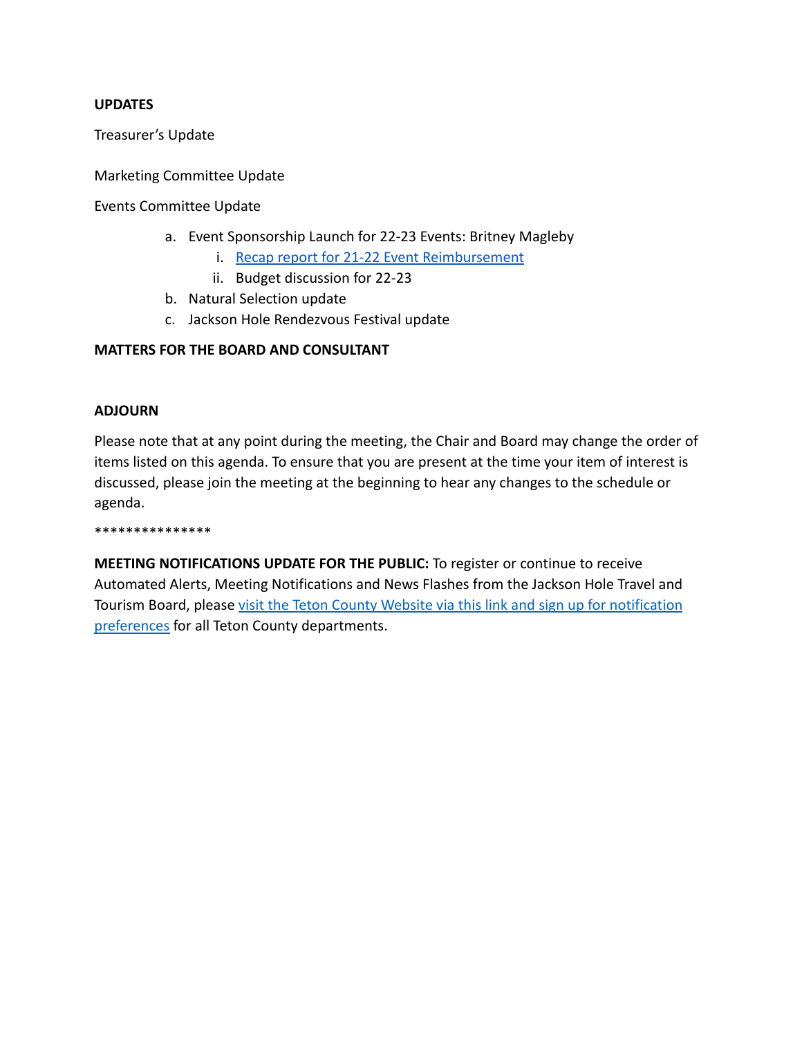**UPDATES**

Treasurer's Update

Marketing Committee Update

Events Committee Update

a. Event Sponsorship Launch for 22-23 Events: Britney Magleby
    i. Recap report for 21-22 Event Reimbursement
    ii. Budget discussion for 22-23
b. Natural Selection update
c. Jackson Hole Rendezvous Festival update

**MATTERS FOR THE BOARD AND CONSULTANT**

**ADJOURN**

Please note that at any point during the meeting, the Chair and Board may change the order of items listed on this agenda. To ensure that you are present at the time your item of interest is discussed, please join the meeting at the beginning to hear any changes to the schedule or agenda.

***************

**MEETING NOTIFICATIONS UPDATE FOR THE PUBLIC:** To register or continue to receive Automated Alerts, Meeting Notifications and News Flashes from the Jackson Hole Travel and Tourism Board, please visit the Teton County Website via this link and sign up for notification preferences for all Teton County departments.